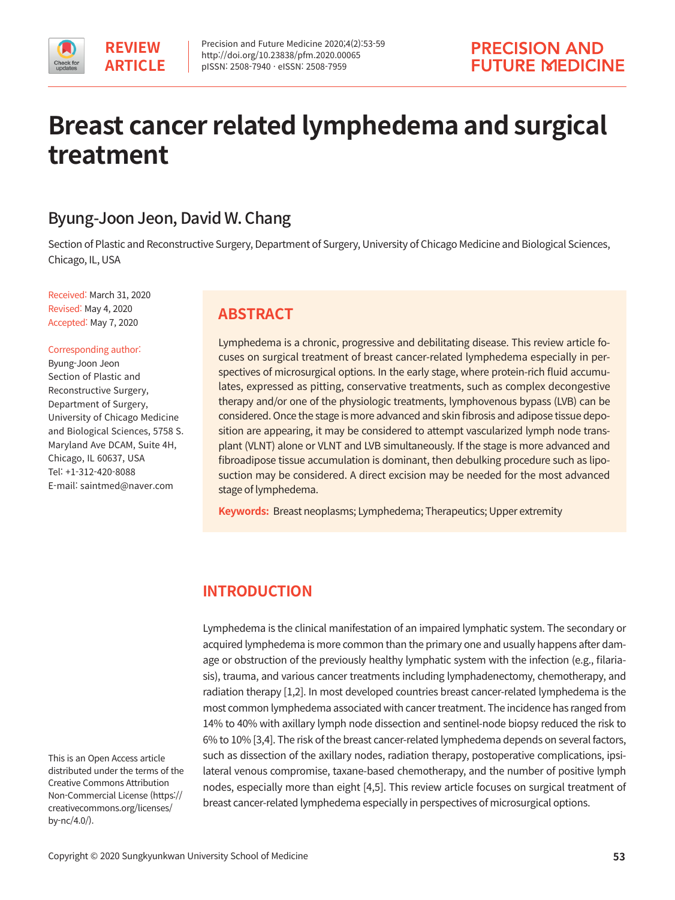REVIEW ARTICLE

# Breast cancer related lymphedema and surgical treatment

## Byung-Joon Jeon, David W. Chang

Section of Plastic and Reconstructive Surgery, Department of Surgery, University of Chicago Medicine and Biological Sciences, Chicago, IL, USA

Received: March 31, 2020
Revised: May 4, 2020
Accepted: May 7, 2020

Corresponding author:
Byung-Joon Jeon
Section of Plastic and Reconstructive Surgery, Department of Surgery, University of Chicago Medicine and Biological Sciences, 5758 S. Maryland Ave DCAM, Suite 4H, Chicago, IL 60637, USA
Tel: +1-312-420-8088
E-mail: saintmed@naver.com

## ABSTRACT

Lymphedema is a chronic, progressive and debilitating disease. This review article focuses on surgical treatment of breast cancer-related lymphedema especially in perspectives of microsurgical options. In the early stage, where protein-rich fluid accumulates, expressed as pitting, conservative treatments, such as complex decongestive therapy and/or one of the physiologic treatments, lymphovenous bypass (LVB) can be considered. Once the stage is more advanced and skin fibrosis and adipose tissue deposition are appearing, it may be considered to attempt vascularized lymph node transplant (VLNT) alone or VLNT and LVB simultaneously. If the stage is more advanced and fibroadipose tissue accumulation is dominant, then debulking procedure such as liposuction may be considered. A direct excision may be needed for the most advanced stage of lymphedema.

**Keywords:** Breast neoplasms; Lymphedema; Therapeutics; Upper extremity

## INTRODUCTION

Lymphedema is the clinical manifestation of an impaired lymphatic system. The secondary or acquired lymphedema is more common than the primary one and usually happens after damage or obstruction of the previously healthy lymphatic system with the infection (e.g., filariasis), trauma, and various cancer treatments including lymphadenectomy, chemotherapy, and radiation therapy [1,2]. In most developed countries breast cancer-related lymphedema is the most common lymphedema associated with cancer treatment. The incidence has ranged from 14% to 40% with axillary lymph node dissection and sentinel-node biopsy reduced the risk to 6% to 10% [3,4]. The risk of the breast cancer-related lymphedema depends on several factors, such as dissection of the axillary nodes, radiation therapy, postoperative complications, ipsilateral venous compromise, taxane-based chemotherapy, and the number of positive lymph nodes, especially more than eight [4,5]. This review article focuses on surgical treatment of breast cancer-related lymphedema especially in perspectives of microsurgical options.

This is an Open Access article distributed under the terms of the Creative Commons Attribution Non-Commercial License (https://creativecommons.org/licenses/by-nc/4.0/).

Copyright © 2020 Sungkyunkwan University School of Medicine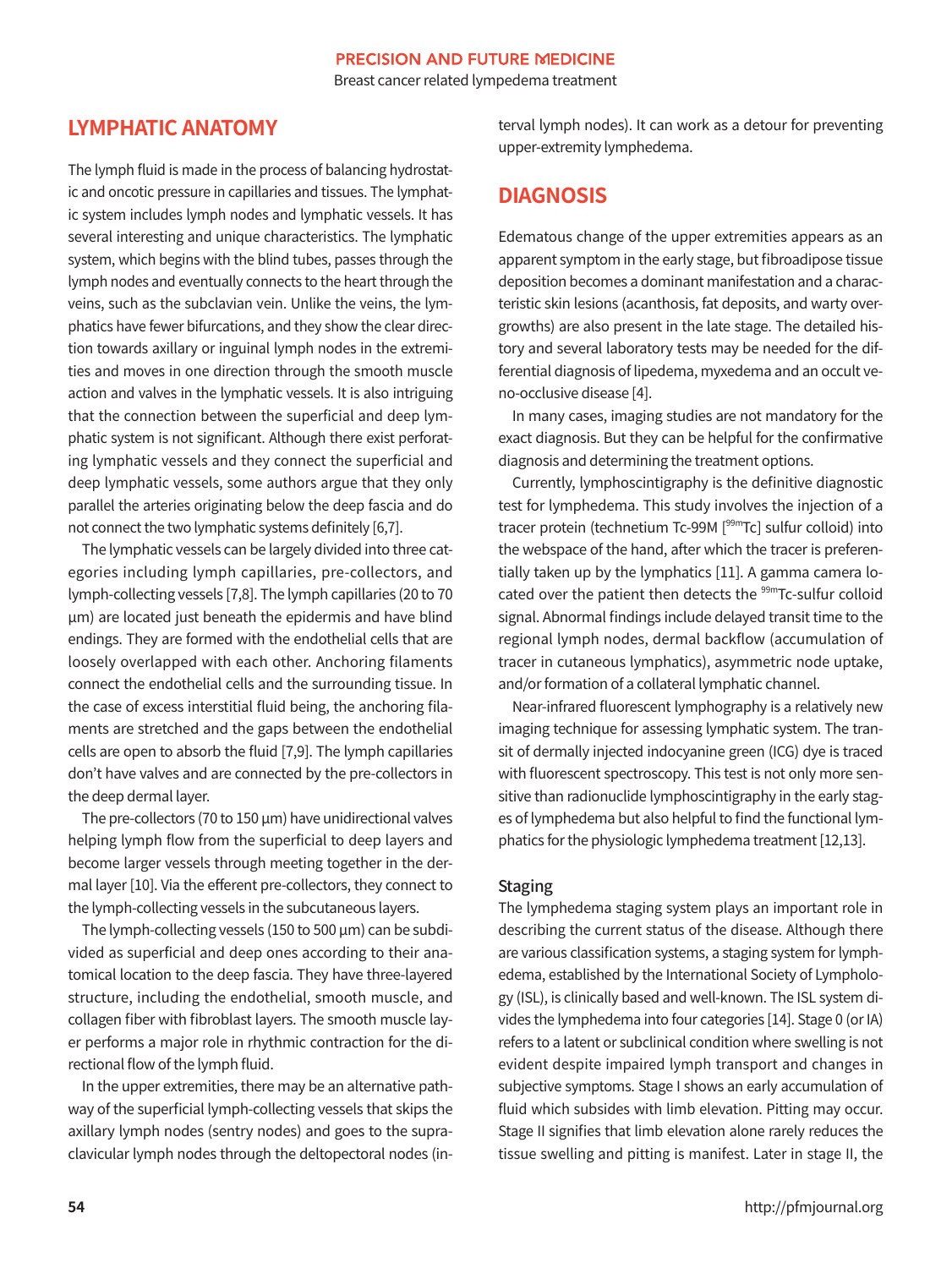## LYMPHATIC ANATOMY

The lymph fluid is made in the process of balancing hydrostatic and oncotic pressure in capillaries and tissues. The lymphatic system includes lymph nodes and lymphatic vessels. It has several interesting and unique characteristics. The lymphatic system, which begins with the blind tubes, passes through the lymph nodes and eventually connects to the heart through the veins, such as the subclavian vein. Unlike the veins, the lymphatics have fewer bifurcations, and they show the clear direction towards axillary or inguinal lymph nodes in the extremities and moves in one direction through the smooth muscle action and valves in the lymphatic vessels. It is also intriguing that the connection between the superficial and deep lymphatic system is not significant. Although there exist perforating lymphatic vessels and they connect the superficial and deep lymphatic vessels, some authors argue that they only parallel the arteries originating below the deep fascia and do not connect the two lymphatic systems definitely [6,7].

The lymphatic vessels can be largely divided into three categories including lymph capillaries, pre-collectors, and lymph-collecting vessels [7,8]. The lymph capillaries (20 to 70 µm) are located just beneath the epidermis and have blind endings. They are formed with the endothelial cells that are loosely overlapped with each other. Anchoring filaments connect the endothelial cells and the surrounding tissue. In the case of excess interstitial fluid being, the anchoring filaments are stretched and the gaps between the endothelial cells are open to absorb the fluid [7,9]. The lymph capillaries don't have valves and are connected by the pre-collectors in the deep dermal layer.

The pre-collectors (70 to 150 µm) have unidirectional valves helping lymph flow from the superficial to deep layers and become larger vessels through meeting together in the dermal layer [10]. Via the efferent pre-collectors, they connect to the lymph-collecting vessels in the subcutaneous layers.

The lymph-collecting vessels (150 to 500 µm) can be subdivided as superficial and deep ones according to their anatomical location to the deep fascia. They have three-layered structure, including the endothelial, smooth muscle, and collagen fiber with fibroblast layers. The smooth muscle layer performs a major role in rhythmic contraction for the directional flow of the lymph fluid.

In the upper extremities, there may be an alternative pathway of the superficial lymph-collecting vessels that skips the axillary lymph nodes (sentry nodes) and goes to the supraclavicular lymph nodes through the deltopectoral nodes (interval lymph nodes). It can work as a detour for preventing upper-extremity lymphedema.

## DIAGNOSIS

Edematous change of the upper extremities appears as an apparent symptom in the early stage, but fibroadipose tissue deposition becomes a dominant manifestation and a characteristic skin lesions (acanthosis, fat deposits, and warty overgrowths) are also present in the late stage. The detailed history and several laboratory tests may be needed for the differential diagnosis of lipedema, myxedema and an occult veno-occlusive disease [4].

In many cases, imaging studies are not mandatory for the exact diagnosis. But they can be helpful for the confirmative diagnosis and determining the treatment options.

Currently, lymphoscintigraphy is the definitive diagnostic test for lymphedema. This study involves the injection of a tracer protein (technetium Tc-99M [$^{99m}$Tc] sulfur colloid) into the webspace of the hand, after which the tracer is preferentially taken up by the lymphatics [11]. A gamma camera located over the patient then detects the $^{99m}$Tc-sulfur colloid signal. Abnormal findings include delayed transit time to the regional lymph nodes, dermal backflow (accumulation of tracer in cutaneous lymphatics), asymmetric node uptake, and/or formation of a collateral lymphatic channel.

Near-infrared fluorescent lymphography is a relatively new imaging technique for assessing lymphatic system. The transit of dermally injected indocyanine green (ICG) dye is traced with fluorescent spectroscopy. This test is not only more sensitive than radionuclide lymphoscintigraphy in the early stages of lymphedema but also helpful to find the functional lymphatics for the physiologic lymphedema treatment [12,13].

### Staging

The lymphedema staging system plays an important role in describing the current status of the disease. Although there are various classification systems, a staging system for lymphedema, established by the International Society of Lymphology (ISL), is clinically based and well-known. The ISL system divides the lymphedema into four categories [14]. Stage 0 (or IA) refers to a latent or subclinical condition where swelling is not evident despite impaired lymph transport and changes in subjective symptoms. Stage I shows an early accumulation of fluid which subsides with limb elevation. Pitting may occur. Stage II signifies that limb elevation alone rarely reduces the tissue swelling and pitting is manifest. Later in stage II, the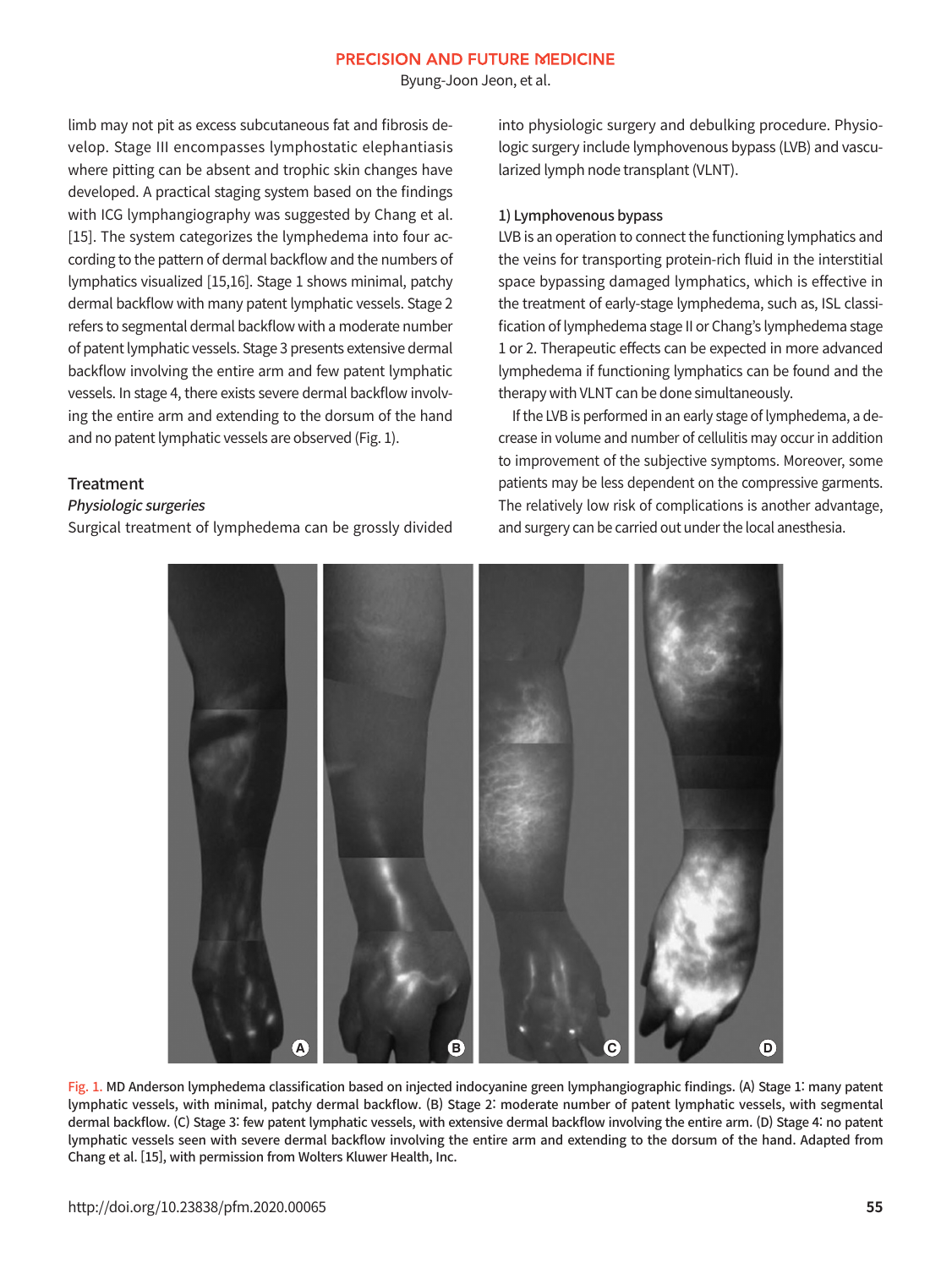limb may not pit as excess subcutaneous fat and fibrosis develop. Stage III encompasses lymphostatic elephantiasis where pitting can be absent and trophic skin changes have developed. A practical staging system based on the findings with ICG lymphangiography was suggested by Chang et al. [15]. The system categorizes the lymphedema into four according to the pattern of dermal backflow and the numbers of lymphatics visualized [15,16]. Stage 1 shows minimal, patchy dermal backflow with many patent lymphatic vessels. Stage 2 refers to segmental dermal backflow with a moderate number of patent lymphatic vessels. Stage 3 presents extensive dermal backflow involving the entire arm and few patent lymphatic vessels. In stage 4, there exists severe dermal backflow involving the entire arm and extending to the dorsum of the hand and no patent lymphatic vessels are observed (Fig. 1).

## Treatment

### *Physiologic surgeries*

Surgical treatment of lymphedema can be grossly divided into physiologic surgery and debulking procedure. Physiologic surgery include lymphovenous bypass (LVB) and vascularized lymph node transplant (VLNT).

#### 1) Lymphovenous bypass

LVB is an operation to connect the functioning lymphatics and the veins for transporting protein-rich fluid in the interstitial space bypassing damaged lymphatics, which is effective in the treatment of early-stage lymphedema, such as, ISL classification of lymphedema stage II or Chang's lymphedema stage 1 or 2. Therapeutic effects can be expected in more advanced lymphedema if functioning lymphatics can be found and the therapy with VLNT can be done simultaneously.

If the LVB is performed in an early stage of lymphedema, a decrease in volume and number of cellulitis may occur in addition to improvement of the subjective symptoms. Moreover, some patients may be less dependent on the compressive garments. The relatively low risk of complications is another advantage, and surgery can be carried out under the local anesthesia.

Fig. 1. MD Anderson lymphedema classification based on injected indocyanine green lymphangiographic findings. (A) Stage 1: many patent lymphatic vessels, with minimal, patchy dermal backflow. (B) Stage 2: moderate number of patent lymphatic vessels, with segmental dermal backflow. (C) Stage 3: few patent lymphatic vessels, with extensive dermal backflow involving the entire arm. (D) Stage 4: no patent lymphatic vessels seen with severe dermal backflow involving the entire arm and extending to the dorsum of the hand. Adapted from Chang et al. [15], with permission from Wolters Kluwer Health, Inc.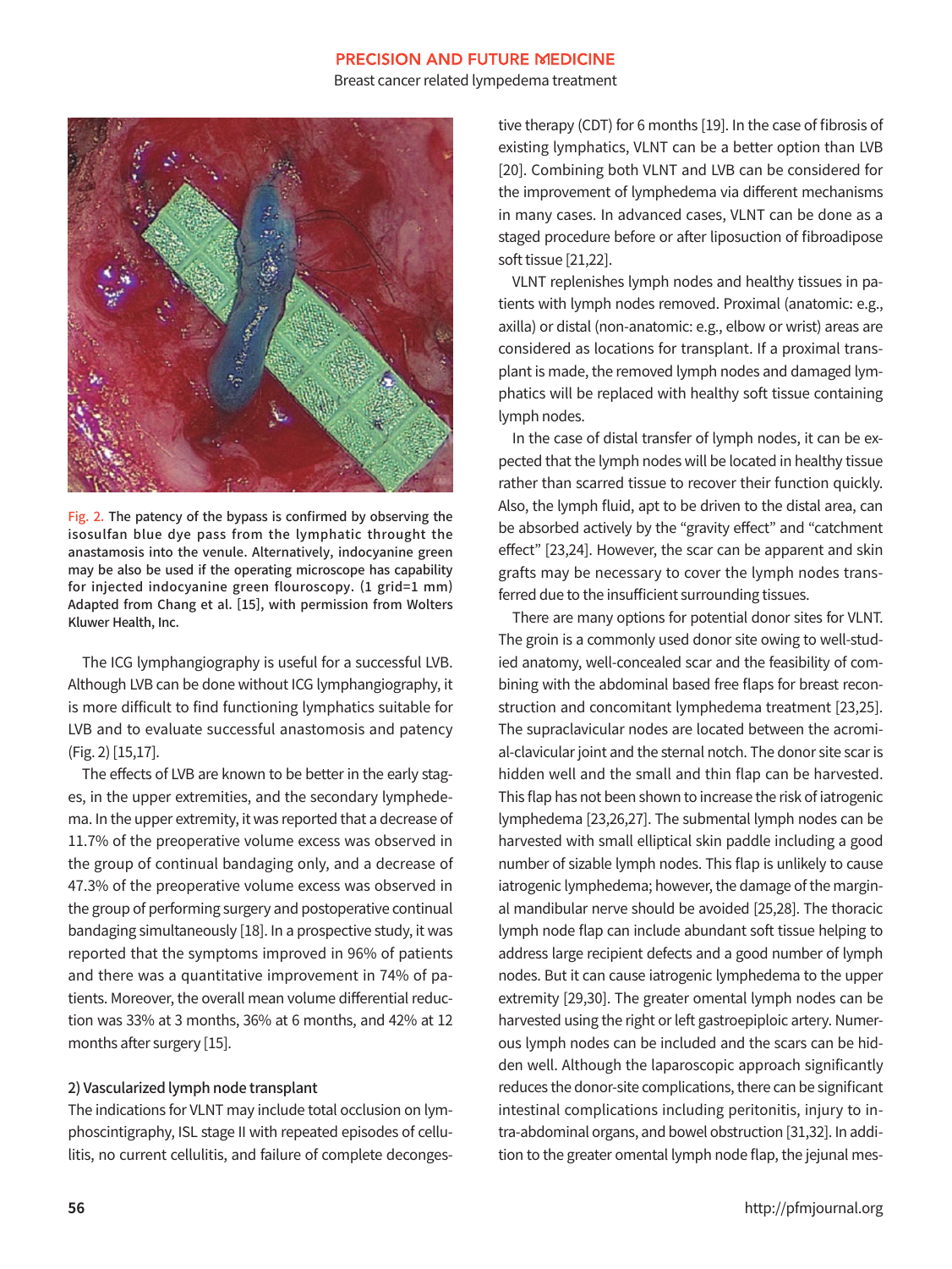Fig. 2. The patency of the bypass is confirmed by observing the isosulfan blue dye pass from the lymphatic throught the anastamosis into the venule. Alternatively, indocyanine green may be also be used if the operating microscope has capability for injected indocyanine green flouroscopy. (1 grid=1 mm) Adapted from Chang et al. [15], with permission from Wolters Kluwer Health, Inc.

The ICG lymphangiography is useful for a successful LVB. Although LVB can be done without ICG lymphangiography, it is more difficult to find functioning lymphatics suitable for LVB and to evaluate successful anastomosis and patency (Fig. 2) [15,17].

The effects of LVB are known to be better in the early stages, in the upper extremities, and the secondary lymphedema. In the upper extremity, it was reported that a decrease of 11.7% of the preoperative volume excess was observed in the group of continual bandaging only, and a decrease of 47.3% of the preoperative volume excess was observed in the group of performing surgery and postoperative continual bandaging simultaneously [18]. In a prospective study, it was reported that the symptoms improved in 96% of patients and there was a quantitative improvement in 74% of patients. Moreover, the overall mean volume differential reduction was 33% at 3 months, 36% at 6 months, and 42% at 12 months after surgery [15].

### 2) Vascularized lymph node transplant

The indications for VLNT may include total occlusion on lymphoscintigraphy, ISL stage II with repeated episodes of cellulitis, no current cellulitis, and failure of complete decongestive therapy (CDT) for 6 months [19]. In the case of fibrosis of existing lymphatics, VLNT can be a better option than LVB [20]. Combining both VLNT and LVB can be considered for the improvement of lymphedema via different mechanisms in many cases. In advanced cases, VLNT can be done as a staged procedure before or after liposuction of fibroadipose soft tissue [21,22].

VLNT replenishes lymph nodes and healthy tissues in patients with lymph nodes removed. Proximal (anatomic: e.g., axilla) or distal (non-anatomic: e.g., elbow or wrist) areas are considered as locations for transplant. If a proximal transplant is made, the removed lymph nodes and damaged lymphatics will be replaced with healthy soft tissue containing lymph nodes.

In the case of distal transfer of lymph nodes, it can be expected that the lymph nodes will be located in healthy tissue rather than scarred tissue to recover their function quickly. Also, the lymph fluid, apt to be driven to the distal area, can be absorbed actively by the "gravity effect" and "catchment effect" [23,24]. However, the scar can be apparent and skin grafts may be necessary to cover the lymph nodes transferred due to the insufficient surrounding tissues.

There are many options for potential donor sites for VLNT. The groin is a commonly used donor site owing to well-studied anatomy, well-concealed scar and the feasibility of combining with the abdominal based free flaps for breast reconstruction and concomitant lymphedema treatment [23,25]. The supraclavicular nodes are located between the acromial-clavicular joint and the sternal notch. The donor site scar is hidden well and the small and thin flap can be harvested. This flap has not been shown to increase the risk of iatrogenic lymphedema [23,26,27]. The submental lymph nodes can be harvested with small elliptical skin paddle including a good number of sizable lymph nodes. This flap is unlikely to cause iatrogenic lymphedema; however, the damage of the marginal mandibular nerve should be avoided [25,28]. The thoracic lymph node flap can include abundant soft tissue helping to address large recipient defects and a good number of lymph nodes. But it can cause iatrogenic lymphedema to the upper extremity [29,30]. The greater omental lymph nodes can be harvested using the right or left gastroepiploic artery. Numerous lymph nodes can be included and the scars can be hidden well. Although the laparoscopic approach significantly reduces the donor-site complications, there can be significant intestinal complications including peritonitis, injury to intra-abdominal organs, and bowel obstruction [31,32]. In addition to the greater omental lymph node flap, the jejunal mes-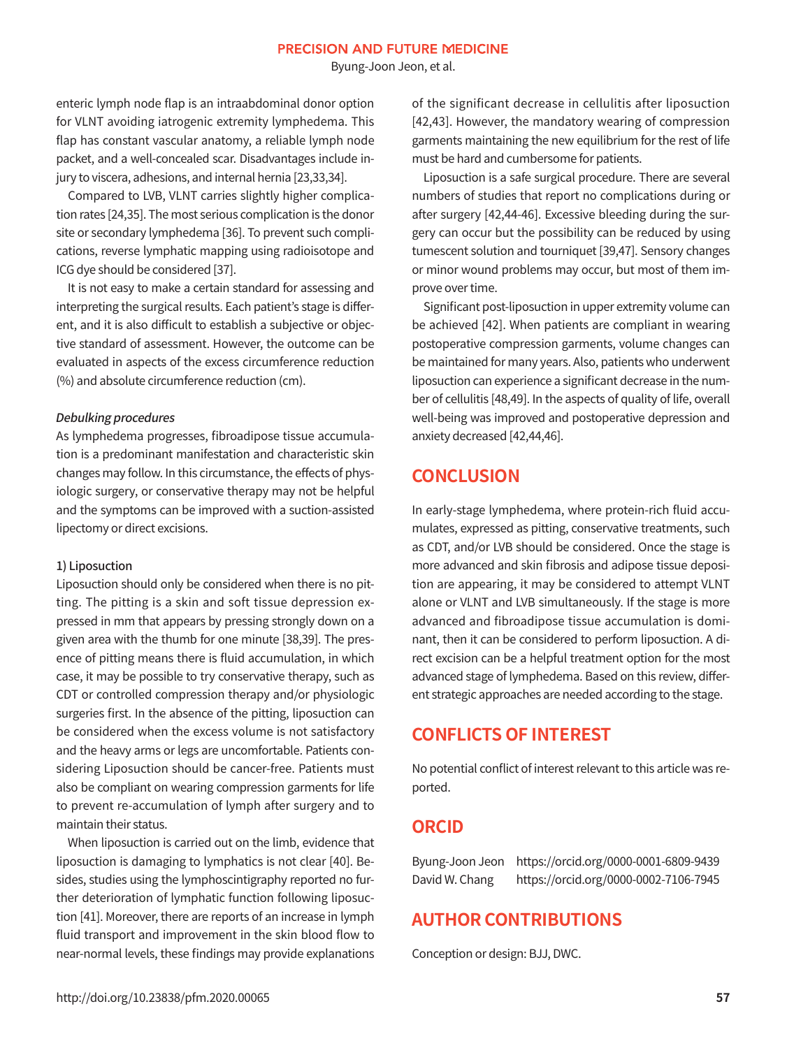enteric lymph node flap is an intraabdominal donor option for VLNT avoiding iatrogenic extremity lymphedema. This flap has constant vascular anatomy, a reliable lymph node packet, and a well-concealed scar. Disadvantages include injury to viscera, adhesions, and internal hernia [23,33,34].

Compared to LVB, VLNT carries slightly higher complication rates [24,35]. The most serious complication is the donor site or secondary lymphedema [36]. To prevent such complications, reverse lymphatic mapping using radioisotope and ICG dye should be considered [37].

It is not easy to make a certain standard for assessing and interpreting the surgical results. Each patient's stage is different, and it is also difficult to establish a subjective or objective standard of assessment. However, the outcome can be evaluated in aspects of the excess circumference reduction (%) and absolute circumference reduction (cm).

### *Debulking procedures*

As lymphedema progresses, fibroadipose tissue accumulation is a predominant manifestation and characteristic skin changes may follow. In this circumstance, the effects of physiologic surgery, or conservative therapy may not be helpful and the symptoms can be improved with a suction-assisted lipectomy or direct excisions.

#### 1) Liposuction

Liposuction should only be considered when there is no pitting. The pitting is a skin and soft tissue depression expressed in mm that appears by pressing strongly down on a given area with the thumb for one minute [38,39]. The presence of pitting means there is fluid accumulation, in which case, it may be possible to try conservative therapy, such as CDT or controlled compression therapy and/or physiologic surgeries first. In the absence of the pitting, liposuction can be considered when the excess volume is not satisfactory and the heavy arms or legs are uncomfortable. Patients considering Liposuction should be cancer-free. Patients must also be compliant on wearing compression garments for life to prevent re-accumulation of lymph after surgery and to maintain their status.

When liposuction is carried out on the limb, evidence that liposuction is damaging to lymphatics is not clear [40]. Besides, studies using the lymphoscintigraphy reported no further deterioration of lymphatic function following liposuction [41]. Moreover, there are reports of an increase in lymph fluid transport and improvement in the skin blood flow to near-normal levels, these findings may provide explanations of the significant decrease in cellulitis after liposuction [42,43]. However, the mandatory wearing of compression garments maintaining the new equilibrium for the rest of life must be hard and cumbersome for patients.

Liposuction is a safe surgical procedure. There are several numbers of studies that report no complications during or after surgery [42,44-46]. Excessive bleeding during the surgery can occur but the possibility can be reduced by using tumescent solution and tourniquet [39,47]. Sensory changes or minor wound problems may occur, but most of them improve over time.

Significant post-liposuction in upper extremity volume can be achieved [42]. When patients are compliant in wearing postoperative compression garments, volume changes can be maintained for many years. Also, patients who underwent liposuction can experience a significant decrease in the number of cellulitis [48,49]. In the aspects of quality of life, overall well-being was improved and postoperative depression and anxiety decreased [42,44,46].

## CONCLUSION

In early-stage lymphedema, where protein-rich fluid accumulates, expressed as pitting, conservative treatments, such as CDT, and/or LVB should be considered. Once the stage is more advanced and skin fibrosis and adipose tissue deposition are appearing, it may be considered to attempt VLNT alone or VLNT and LVB simultaneously. If the stage is more advanced and fibroadipose tissue accumulation is dominant, then it can be considered to perform liposuction. A direct excision can be a helpful treatment option for the most advanced stage of lymphedema. Based on this review, different strategic approaches are needed according to the stage.

## CONFLICTS OF INTEREST

No potential conflict of interest relevant to this article was reported.

## ORCID

Byung-Joon Jeon https://orcid.org/0000-0001-6809-9439
David W. Chang https://orcid.org/0000-0002-7106-7945

## AUTHOR CONTRIBUTIONS

Conception or design: BJJ, DWC.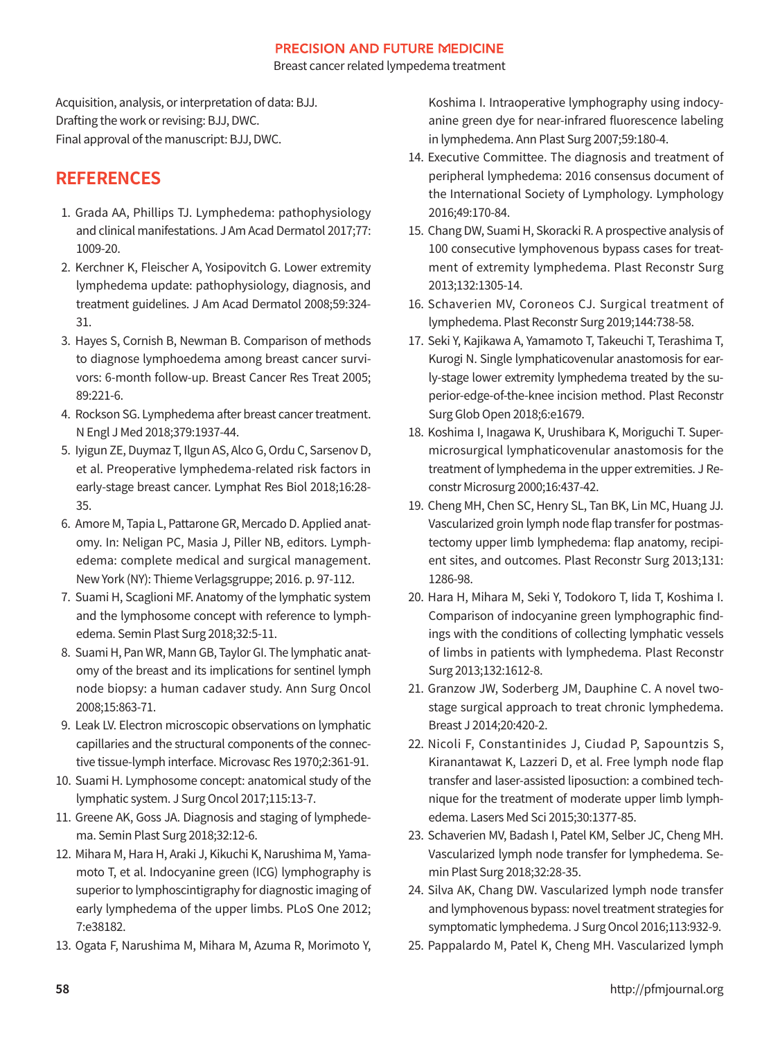Acquisition, analysis, or interpretation of data: BJJ.
Drafting the work or revising: BJJ, DWC.
Final approval of the manuscript: BJJ, DWC.

## REFERENCES

1. Grada AA, Phillips TJ. Lymphedema: pathophysiology and clinical manifestations. J Am Acad Dermatol 2017;77:1009-20.
2. Kerchner K, Fleischer A, Yosipovitch G. Lower extremity lymphedema update: pathophysiology, diagnosis, and treatment guidelines. J Am Acad Dermatol 2008;59:324-31.
3. Hayes S, Cornish B, Newman B. Comparison of methods to diagnose lymphoedema among breast cancer survivors: 6-month follow-up. Breast Cancer Res Treat 2005;89:221-6.
4. Rockson SG. Lymphedema after breast cancer treatment. N Engl J Med 2018;379:1937-44.
5. Iyigun ZE, Duymaz T, Ilgun AS, Alco G, Ordu C, Sarsenov D, et al. Preoperative lymphedema-related risk factors in early-stage breast cancer. Lymphat Res Biol 2018;16:28-35.
6. Amore M, Tapia L, Pattarone GR, Mercado D. Applied anatomy. In: Neligan PC, Masia J, Piller NB, editors. Lymphedema: complete medical and surgical management. New York (NY): Thieme Verlagsgruppe; 2016. p. 97-112.
7. Suami H, Scaglioni MF. Anatomy of the lymphatic system and the lymphosome concept with reference to lymphedema. Semin Plast Surg 2018;32:5-11.
8. Suami H, Pan WR, Mann GB, Taylor GI. The lymphatic anatomy of the breast and its implications for sentinel lymph node biopsy: a human cadaver study. Ann Surg Oncol 2008;15:863-71.
9. Leak LV. Electron microscopic observations on lymphatic capillaries and the structural components of the connective tissue-lymph interface. Microvasc Res 1970;2:361-91.
10. Suami H. Lymphosome concept: anatomical study of the lymphatic system. J Surg Oncol 2017;115:13-7.
11. Greene AK, Goss JA. Diagnosis and staging of lymphedema. Semin Plast Surg 2018;32:12-6.
12. Mihara M, Hara H, Araki J, Kikuchi K, Narushima M, Yamamoto T, et al. Indocyanine green (ICG) lymphography is superior to lymphoscintigraphy for diagnostic imaging of early lymphedema of the upper limbs. PLoS One 2012;7:e38182.
13. Ogata F, Narushima M, Mihara M, Azuma R, Morimoto Y, Koshima I. Intraoperative lymphography using indocyanine green dye for near-infrared fluorescence labeling in lymphedema. Ann Plast Surg 2007;59:180-4.
14. Executive Committee. The diagnosis and treatment of peripheral lymphedema: 2016 consensus document of the International Society of Lymphology. Lymphology 2016;49:170-84.
15. Chang DW, Suami H, Skoracki R. A prospective analysis of 100 consecutive lymphovenous bypass cases for treatment of extremity lymphedema. Plast Reconstr Surg 2013;132:1305-14.
16. Schaverien MV, Coroneos CJ. Surgical treatment of lymphedema. Plast Reconstr Surg 2019;144:738-58.
17. Seki Y, Kajikawa A, Yamamoto T, Takeuchi T, Terashima T, Kurogi N. Single lymphaticovenular anastomosis for early-stage lower extremity lymphedema treated by the superior-edge-of-the-knee incision method. Plast Reconstr Surg Glob Open 2018;6:e1679.
18. Koshima I, Inagawa K, Urushibara K, Moriguchi T. Supermicrosurgical lymphaticovenular anastomosis for the treatment of lymphedema in the upper extremities. J Reconstr Microsurg 2000;16:437-42.
19. Cheng MH, Chen SC, Henry SL, Tan BK, Lin MC, Huang JJ. Vascularized groin lymph node flap transfer for postmastectomy upper limb lymphedema: flap anatomy, recipient sites, and outcomes. Plast Reconstr Surg 2013;131:1286-98.
20. Hara H, Mihara M, Seki Y, Todokoro T, Iida T, Koshima I. Comparison of indocyanine green lymphographic findings with the conditions of collecting lymphatic vessels of limbs in patients with lymphedema. Plast Reconstr Surg 2013;132:1612-8.
21. Granzow JW, Soderberg JM, Dauphine C. A novel two-stage surgical approach to treat chronic lymphedema. Breast J 2014;20:420-2.
22. Nicoli F, Constantinides J, Ciudad P, Sapountzis S, Kiranantawat K, Lazzeri D, et al. Free lymph node flap transfer and laser-assisted liposuction: a combined technique for the treatment of moderate upper limb lymphedema. Lasers Med Sci 2015;30:1377-85.
23. Schaverien MV, Badash I, Patel KM, Selber JC, Cheng MH. Vascularized lymph node transfer for lymphedema. Semin Plast Surg 2018;32:28-35.
24. Silva AK, Chang DW. Vascularized lymph node transfer and lymphovenous bypass: novel treatment strategies for symptomatic lymphedema. J Surg Oncol 2016;113:932-9.
25. Pappalardo M, Patel K, Cheng MH. Vascularized lymph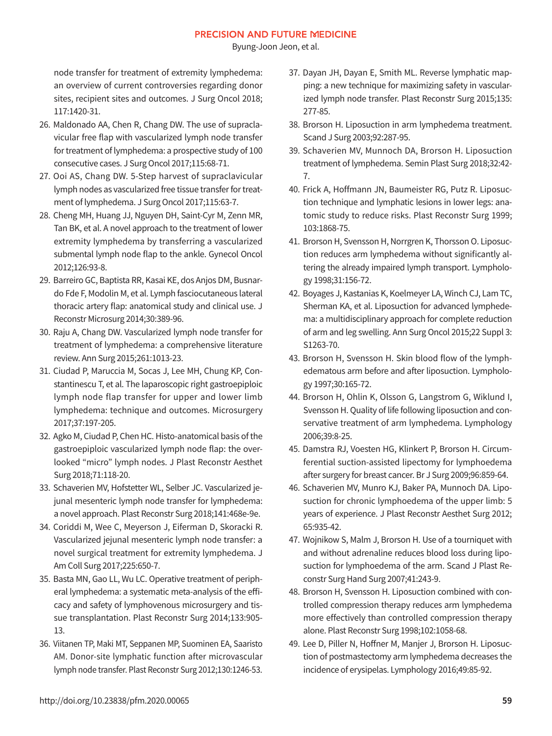node transfer for treatment of extremity lymphedema: an overview of current controversies regarding donor sites, recipient sites and outcomes. J Surg Oncol 2018; 117:1420-31.

26. Maldonado AA, Chen R, Chang DW. The use of supraclavicular free flap with vascularized lymph node transfer for treatment of lymphedema: a prospective study of 100 consecutive cases. J Surg Oncol 2017;115:68-71.
27. Ooi AS, Chang DW. 5-Step harvest of supraclavicular lymph nodes as vascularized free tissue transfer for treatment of lymphedema. J Surg Oncol 2017;115:63-7.
28. Cheng MH, Huang JJ, Nguyen DH, Saint-Cyr M, Zenn MR, Tan BK, et al. A novel approach to the treatment of lower extremity lymphedema by transferring a vascularized submental lymph node flap to the ankle. Gynecol Oncol 2012;126:93-8.
29. Barreiro GC, Baptista RR, Kasai KE, dos Anjos DM, Busnardo Fde F, Modolin M, et al. Lymph fasciocutaneous lateral thoracic artery flap: anatomical study and clinical use. J Reconstr Microsurg 2014;30:389-96.
30. Raju A, Chang DW. Vascularized lymph node transfer for treatment of lymphedema: a comprehensive literature review. Ann Surg 2015;261:1013-23.
31. Ciudad P, Maruccia M, Socas J, Lee MH, Chung KP, Constantinescu T, et al. The laparoscopic right gastroepiploic lymph node flap transfer for upper and lower limb lymphedema: technique and outcomes. Microsurgery 2017;37:197-205.
32. Agko M, Ciudad P, Chen HC. Histo-anatomical basis of the gastroepiploic vascularized lymph node flap: the overlooked "micro" lymph nodes. J Plast Reconstr Aesthet Surg 2018;71:118-20.
33. Schaverien MV, Hofstetter WL, Selber JC. Vascularized jejunal mesenteric lymph node transfer for lymphedema: a novel approach. Plast Reconstr Surg 2018;141:468e-9e.
34. Coriddi M, Wee C, Meyerson J, Eiferman D, Skoracki R. Vascularized jejunal mesenteric lymph node transfer: a novel surgical treatment for extremity lymphedema. J Am Coll Surg 2017;225:650-7.
35. Basta MN, Gao LL, Wu LC. Operative treatment of peripheral lymphedema: a systematic meta-analysis of the efficacy and safety of lymphovenous microsurgery and tissue transplantation. Plast Reconstr Surg 2014;133:905-13.
36. Viitanen TP, Maki MT, Seppanen MP, Suominen EA, Saaristo AM. Donor-site lymphatic function after microvascular lymph node transfer. Plast Reconstr Surg 2012;130:1246-53.
37. Dayan JH, Dayan E, Smith ML. Reverse lymphatic mapping: a new technique for maximizing safety in vascularized lymph node transfer. Plast Reconstr Surg 2015;135: 277-85.
38. Brorson H. Liposuction in arm lymphedema treatment. Scand J Surg 2003;92:287-95.
39. Schaverien MV, Munnoch DA, Brorson H. Liposuction treatment of lymphedema. Semin Plast Surg 2018;32:42-7.
40. Frick A, Hoffmann JN, Baumeister RG, Putz R. Liposuction technique and lymphatic lesions in lower legs: anatomic study to reduce risks. Plast Reconstr Surg 1999; 103:1868-75.
41. Brorson H, Svensson H, Norrgren K, Thorsson O. Liposuction reduces arm lymphedema without significantly altering the already impaired lymph transport. Lymphology 1998;31:156-72.
42. Boyages J, Kastanias K, Koelmeyer LA, Winch CJ, Lam TC, Sherman KA, et al. Liposuction for advanced lymphedema: a multidisciplinary approach for complete reduction of arm and leg swelling. Ann Surg Oncol 2015;22 Suppl 3: S1263-70.
43. Brorson H, Svensson H. Skin blood flow of the lymphedematous arm before and after liposuction. Lymphology 1997;30:165-72.
44. Brorson H, Ohlin K, Olsson G, Langstrom G, Wiklund I, Svensson H. Quality of life following liposuction and conservative treatment of arm lymphedema. Lymphology 2006;39:8-25.
45. Damstra RJ, Voesten HG, Klinkert P, Brorson H. Circumferential suction-assisted lipectomy for lymphoedema after surgery for breast cancer. Br J Surg 2009;96:859-64.
46. Schaverien MV, Munro KJ, Baker PA, Munnoch DA. Liposuction for chronic lymphoedema of the upper limb: 5 years of experience. J Plast Reconstr Aesthet Surg 2012; 65:935-42.
47. Wojnikow S, Malm J, Brorson H. Use of a tourniquet with and without adrenaline reduces blood loss during liposuction for lymphoedema of the arm. Scand J Plast Reconstr Surg Hand Surg 2007;41:243-9.
48. Brorson H, Svensson H. Liposuction combined with controlled compression therapy reduces arm lymphedema more effectively than controlled compression therapy alone. Plast Reconstr Surg 1998;102:1058-68.
49. Lee D, Piller N, Hoffner M, Manjer J, Brorson H. Liposuction of postmastectomy arm lymphedema decreases the incidence of erysipelas. Lymphology 2016;49:85-92.